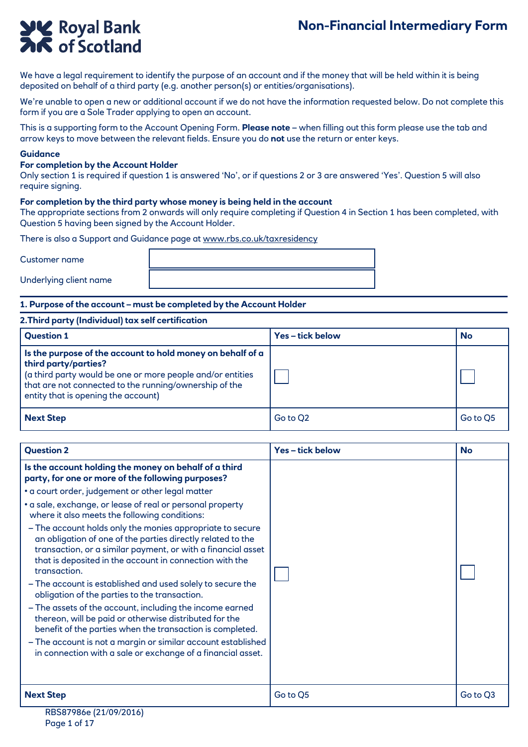# Royal Bank of Scotland

## Non-Financial Intermediary Form

We have a legal requirement to identify the purpose of an account and if the money that will be held within it is being deposited on behalf of a third party (e.g. another person(s) or entities/organisations).

We're unable to open a new or additional account if we do not have the information requested below. Do not complete this form if you are a Sole Trader applying to open an account.

This is a supporting form to the Account Opening Form. **Please note** – when filling out this form please use the tab and arrow keys to move between the relevant fields. Ensure you do **not** use the return or enter keys.

**Guidance**

**For completion by the Account Holder**

Only section 1 is required if question 1 is answered 'No', or if questions 2 or 3 are answered 'Yes'. Question 5 will also require signing.

**For completion by the third party whose money is being held in the account**

The appropriate sections from 2 onwards will only require completing if Question 4 in Section 1 has been completed, with Question 5 having been signed by the Account Holder.

There is also a Support and Guidance page at www.rbs.co.uk/taxresidency

| | |
|---|---|
| Customer name | |
| Underlying client name | |

**1. Purpose of the account – must be completed by the Account Holder**

**2. Third party (Individual) tax self certification**

| **Question 1** | **Yes – tick below** | **No** |
|---|---|---|
| **Is the purpose of the account to hold money on behalf of a third party/parties?**<br>(a third party would be one or more people and/or entities that are not connected to the running/ownership of the entity that is opening the account) | ☐ | ☐ |
| **Next Step** | Go to Q2 | Go to Q5 |

| **Question 2** | **Yes – tick below** | **No** |
|---|---|---|
| **Is the account holding the money on behalf of a third party, for one or more of the following purposes?**<br>• a court order, judgement or other legal matter<br>• a sale, exchange, or lease of real or personal property where it also meets the following conditions:<br>– The account holds only the monies appropriate to secure an obligation of one of the parties directly related to the transaction, or a similar payment, or with a financial asset that is deposited in the account in connection with the transaction.<br>– The account is established and used solely to secure the obligation of the parties to the transaction.<br>– The assets of the account, including the income earned thereon, will be paid or otherwise distributed for the benefit of the parties when the transaction is completed.<br>– The account is not a margin or similar account established in connection with a sale or exchange of a financial asset. | ☐ | ☐ |
| **Next Step** | Go to Q5 | Go to Q3 |

RBS87986e (21/09/2016)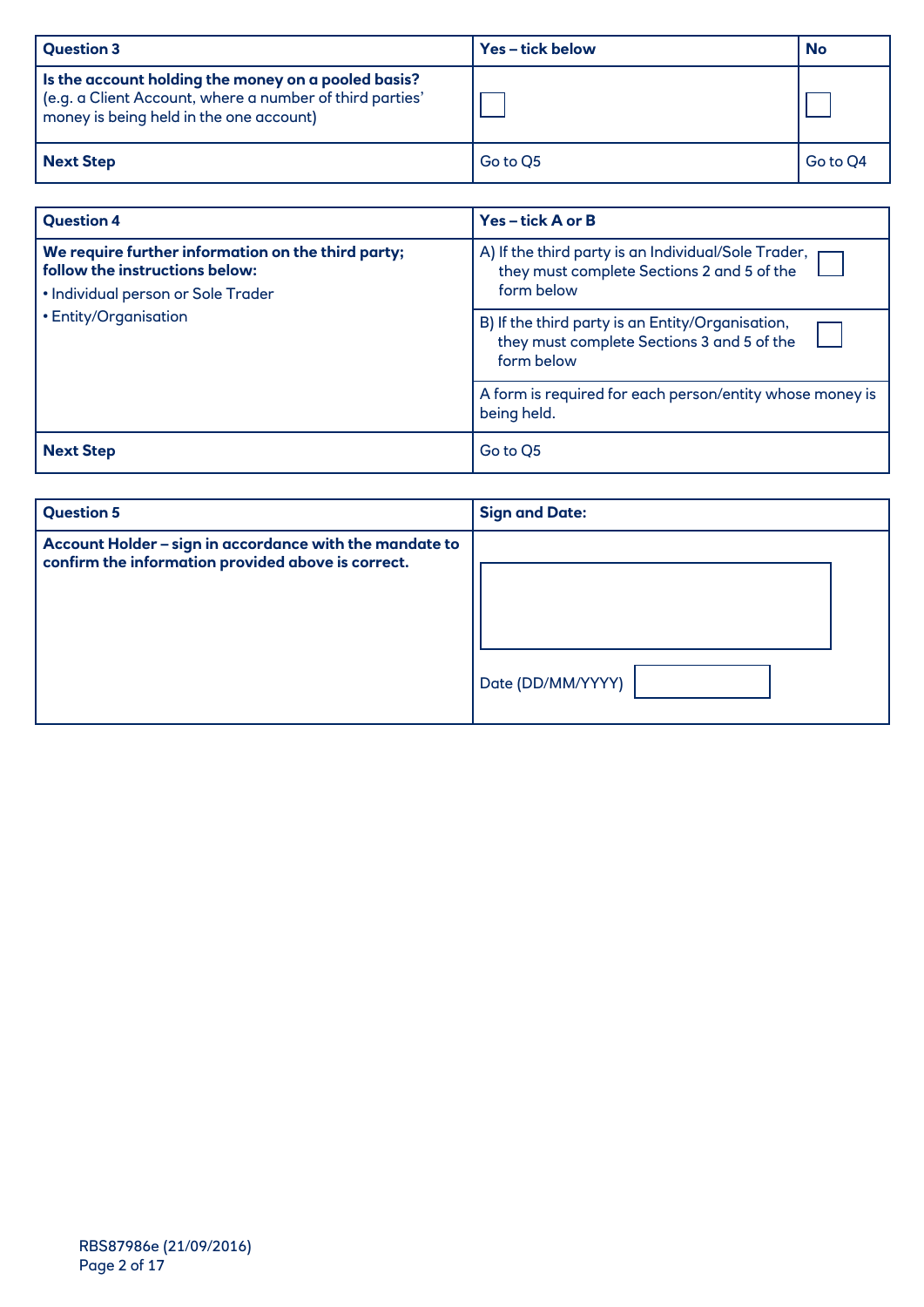| Question 3 | Yes – tick below | No |
|---|---|---|
| **Is the account holding the money on a pooled basis?** (e.g. a Client Account, where a number of third parties' money is being held in the one account) | ☐ | ☐ |
| **Next Step** | Go to Q5 | Go to Q4 |

| Question 4 | Yes – tick A or B |
|---|---|
| **We require further information on the third party; follow the instructions below:**<br>• Individual person or Sole Trader<br>• Entity/Organisation | A) If the third party is an Individual/Sole Trader, they must complete Sections 2 and 5 of the form below ☐ |
| | B) If the third party is an Entity/Organisation, they must complete Sections 3 and 5 of the form below ☐ |
| | A form is required for each person/entity whose money is being held. |
| **Next Step** | Go to Q5 |

| Question 5 | Sign and Date: |
|---|---|
| **Account Holder – sign in accordance with the mandate to confirm the information provided above is correct.** | <br><br>Date (DD/MM/YYYY) |

RBS87986e (21/09/2016)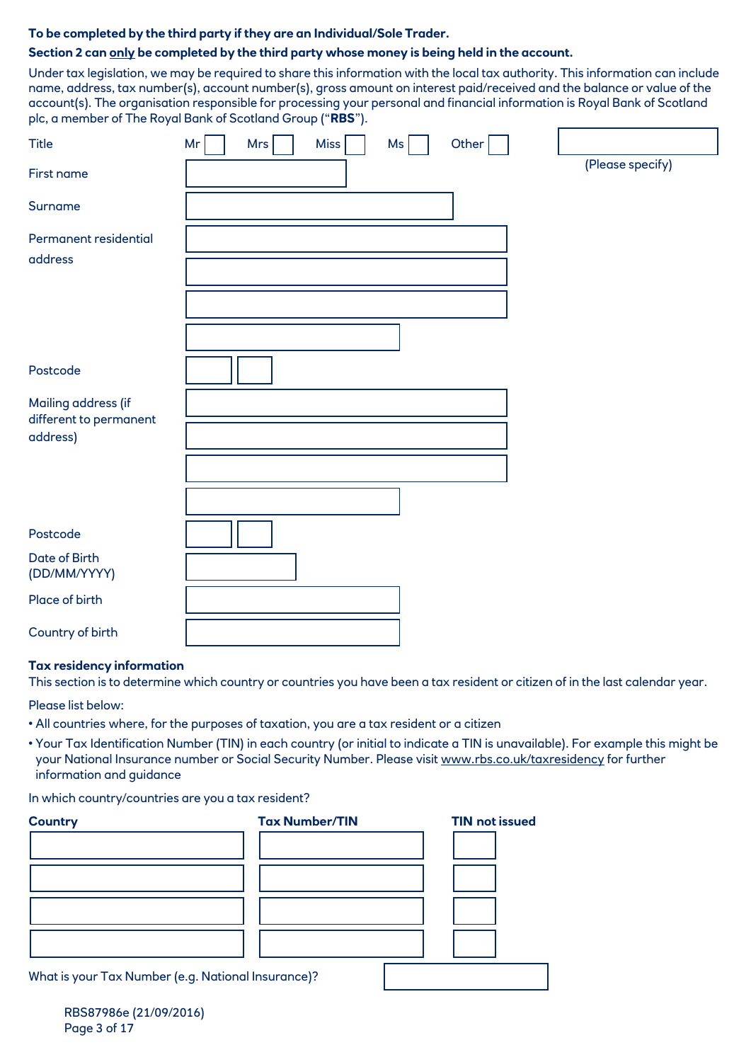**To be completed by the third party if they are an Individual/Sole Trader.**

**Section 2 can only be completed by the third party whose money is being held in the account.**

Under tax legislation, we may be required to share this information with the local tax authority. This information can include name, address, tax number(s), account number(s), gross amount on interest paid/received and the balance or value of the account(s). The organisation responsible for processing your personal and financial information is Royal Bank of Scotland plc, a member of The Royal Bank of Scotland Group ("**RBS**").

Title Mr ☐ Mrs ☐ Miss ☐ Ms ☐ Other ☐ ________ (Please specify)

First name ________

Surname ________

Permanent residential address ________

Postcode ________

Mailing address (if different to permanent address) ________

Postcode ________

Date of Birth (DD/MM/YYYY) ________

Place of birth ________

Country of birth ________

**Tax residency information**

This section is to determine which country or countries you have been a tax resident or citizen of in the last calendar year.

Please list below:

- All countries where, for the purposes of taxation, you are a tax resident or a citizen
- Your Tax Identification Number (TIN) in each country (or initial to indicate a TIN is unavailable). For example this might be your National Insurance number or Social Security Number. Please visit www.rbs.co.uk/taxresidency for further information and guidance

In which country/countries are you a tax resident?

| Country | Tax Number/TIN | TIN not issued |
|---|---|---|
| | | ☐ |
| | | ☐ |
| | | ☐ |
| | | ☐ |

What is your Tax Number (e.g. National Insurance)? ________

RBS87986e (21/09/2016)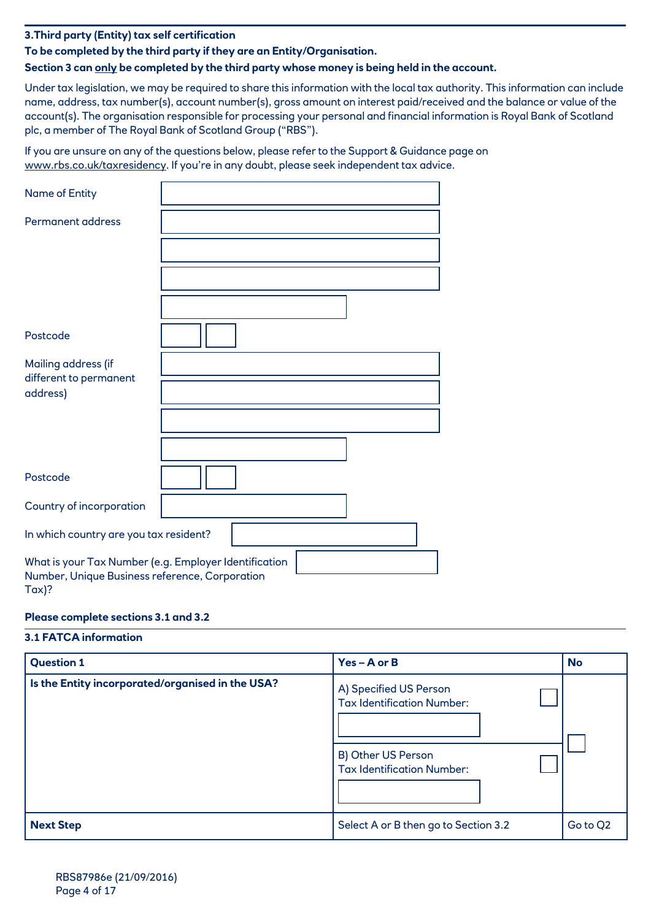## 3. Third party (Entity) tax self certification

**To be completed by the third party if they are an Entity/Organisation.**

**Section 3 can only be completed by the third party whose money is being held in the account.**

Under tax legislation, we may be required to share this information with the local tax authority. This information can include name, address, tax number(s), account number(s), gross amount on interest paid/received and the balance or value of the account(s). The organisation responsible for processing your personal and financial information is Royal Bank of Scotland plc, a member of The Royal Bank of Scotland Group ("RBS").

If you are unsure on any of the questions below, please refer to the Support & Guidance page on www.rbs.co.uk/taxresidency. If you're in any doubt, please seek independent tax advice.

Name of Entity

Permanent address

Postcode

Mailing address (if different to permanent address)

Postcode

Country of incorporation

In which country are you tax resident?

What is your Tax Number (e.g. Employer Identification Number, Unique Business reference, Corporation Tax)?

**Please complete sections 3.1 and 3.2**

### 3.1 FATCA information

| **Question 1** | **Yes – A or B** | **No** |
|---|---|---|
| **Is the Entity incorporated/organised in the USA?** | A) Specified US Person ☐<br>Tax Identification Number:<br><br>B) Other US Person ☐<br>Tax Identification Number: | ☐ |
| **Next Step** | Select A or B then go to Section 3.2 | Go to Q2 |

RBS87986e (21/09/2016)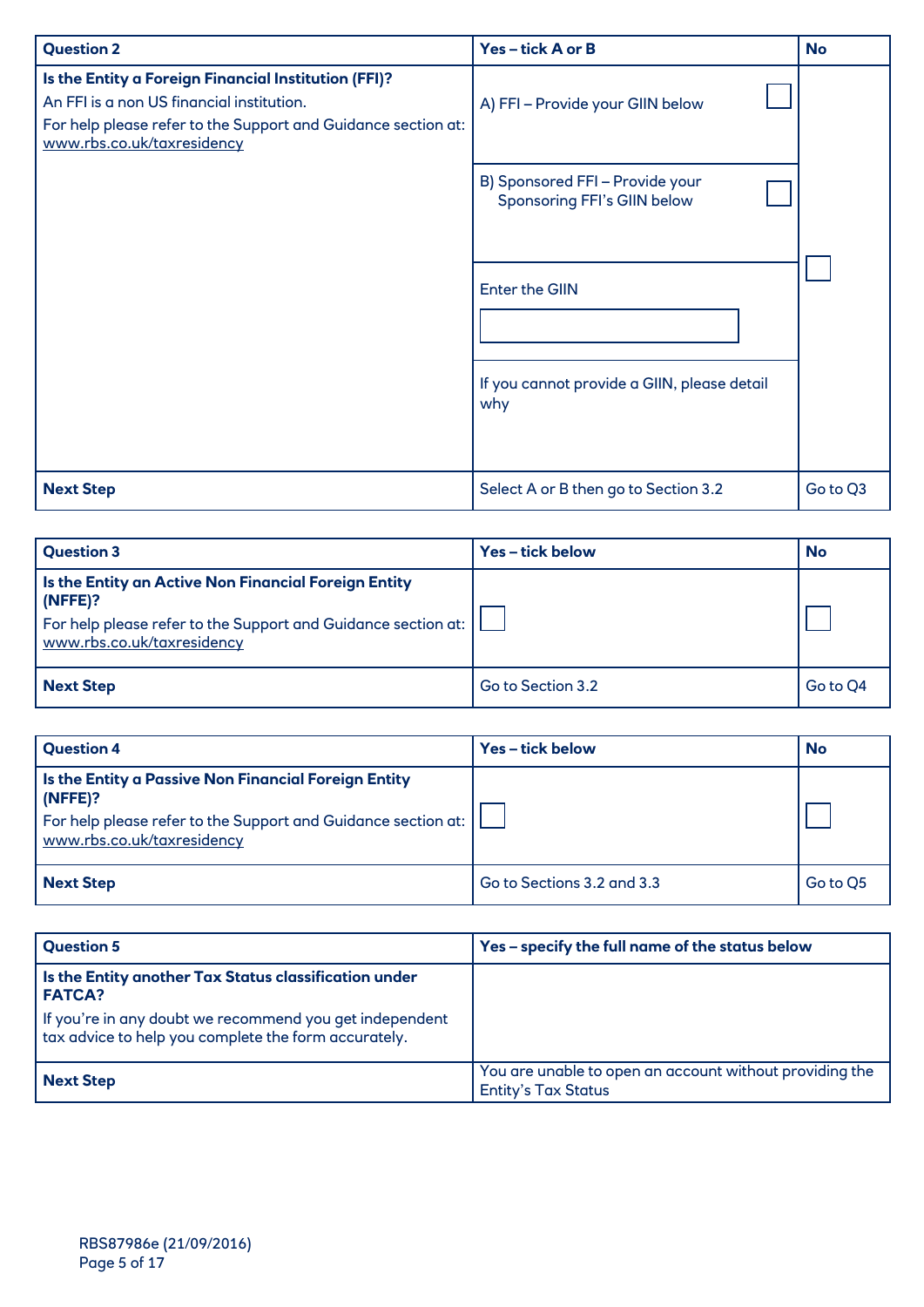| Question 2 | Yes – tick A or B | No |
|---|---|---|
| **Is the Entity a Foreign Financial Institution (FFI)?**<br>An FFI is a non US financial institution.<br>For help please refer to the Support and Guidance section at: www.rbs.co.uk/taxresidency | A) FFI – Provide your GIIN below ☐<br>B) Sponsored FFI – Provide your Sponsoring FFI's GIIN below ☐<br>Enter the GIIN<br>If you cannot provide a GIIN, please detail why | ☐ |
| **Next Step** | Select A or B then go to Section 3.2 | Go to Q3 |

| Question 3 | Yes – tick below | No |
|---|---|---|
| **Is the Entity an Active Non Financial Foreign Entity (NFFE)?**<br>For help please refer to the Support and Guidance section at: www.rbs.co.uk/taxresidency | ☐ | ☐ |
| **Next Step** | Go to Section 3.2 | Go to Q4 |

| Question 4 | Yes – tick below | No |
|---|---|---|
| **Is the Entity a Passive Non Financial Foreign Entity (NFFE)?**<br>For help please refer to the Support and Guidance section at: www.rbs.co.uk/taxresidency | ☐ | ☐ |
| **Next Step** | Go to Sections 3.2 and 3.3 | Go to Q5 |

| Question 5 | Yes – specify the full name of the status below |
|---|---|
| **Is the Entity another Tax Status classification under FATCA?**<br>If you're in any doubt we recommend you get independent tax advice to help you complete the form accurately. | |
| **Next Step** | You are unable to open an account without providing the Entity's Tax Status |

RBS87986e (21/09/2016)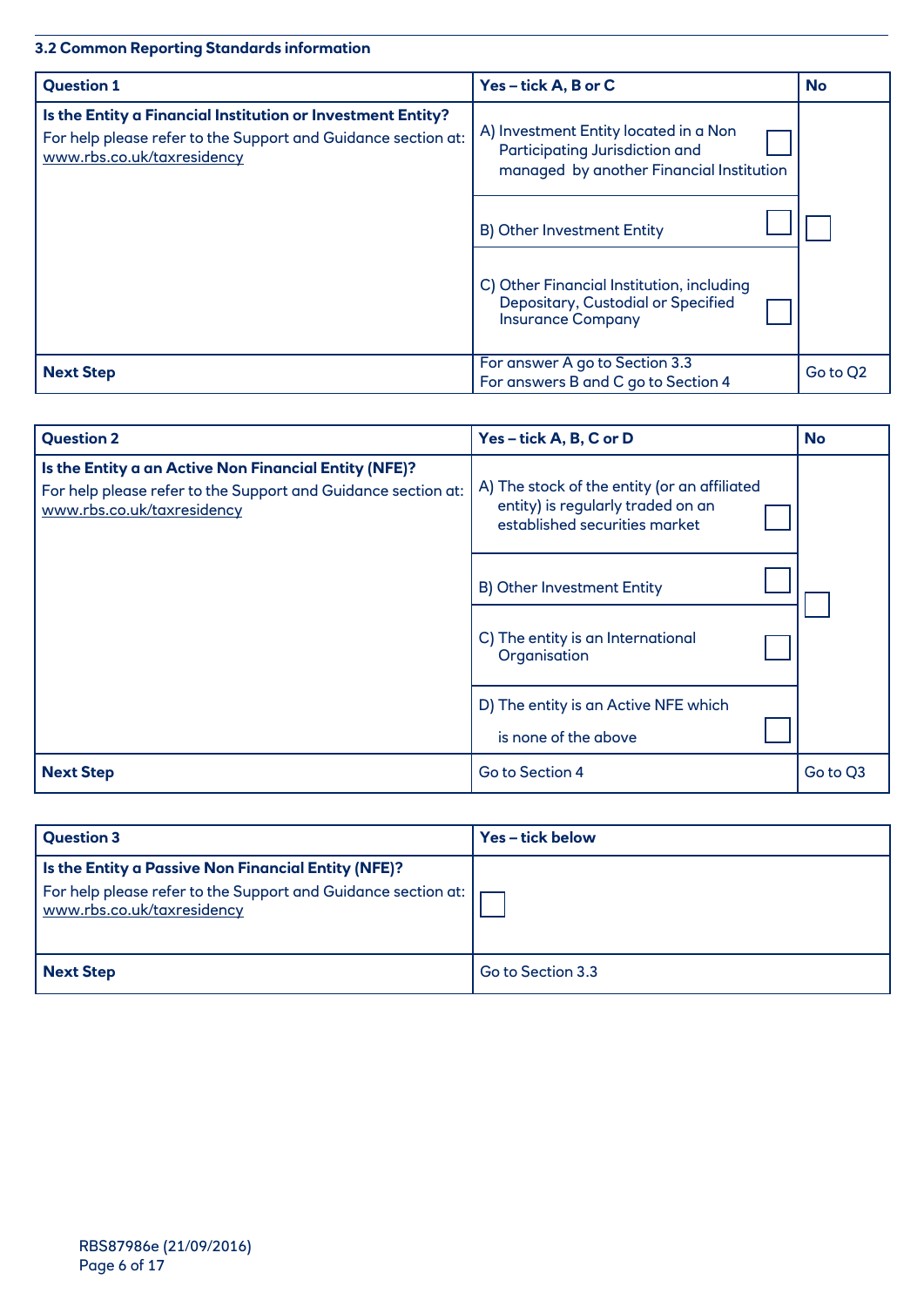### 3.2 Common Reporting Standards information

| Question 1 | Yes – tick A, B or C | No |
|---|---|---|
| **Is the Entity a Financial Institution or Investment Entity?** For help please refer to the Support and Guidance section at: www.rbs.co.uk/taxresidency | A) Investment Entity located in a Non Participating Jurisdiction and managed by another Financial Institution ☐<br>B) Other Investment Entity ☐<br>C) Other Financial Institution, including Depositary, Custodial or Specified Insurance Company ☐ | ☐ |
| **Next Step** | For answer A go to Section 3.3<br>For answers B and C go to Section 4 | Go to Q2 |

| Question 2 | Yes – tick A, B, C or D | No |
|---|---|---|
| **Is the Entity a an Active Non Financial Entity (NFE)?** For help please refer to the Support and Guidance section at: www.rbs.co.uk/taxresidency | A) The stock of the entity (or an affiliated entity) is regularly traded on an established securities market ☐<br>B) Other Investment Entity ☐<br>C) The entity is an International Organisation ☐<br>D) The entity is an Active NFE which is none of the above ☐ | ☐ |
| **Next Step** | Go to Section 4 | Go to Q3 |

| Question 3 | Yes – tick below |
|---|---|
| **Is the Entity a Passive Non Financial Entity (NFE)?** For help please refer to the Support and Guidance section at: www.rbs.co.uk/taxresidency | ☐ |
| **Next Step** | Go to Section 3.3 |

RBS87986e (21/09/2016)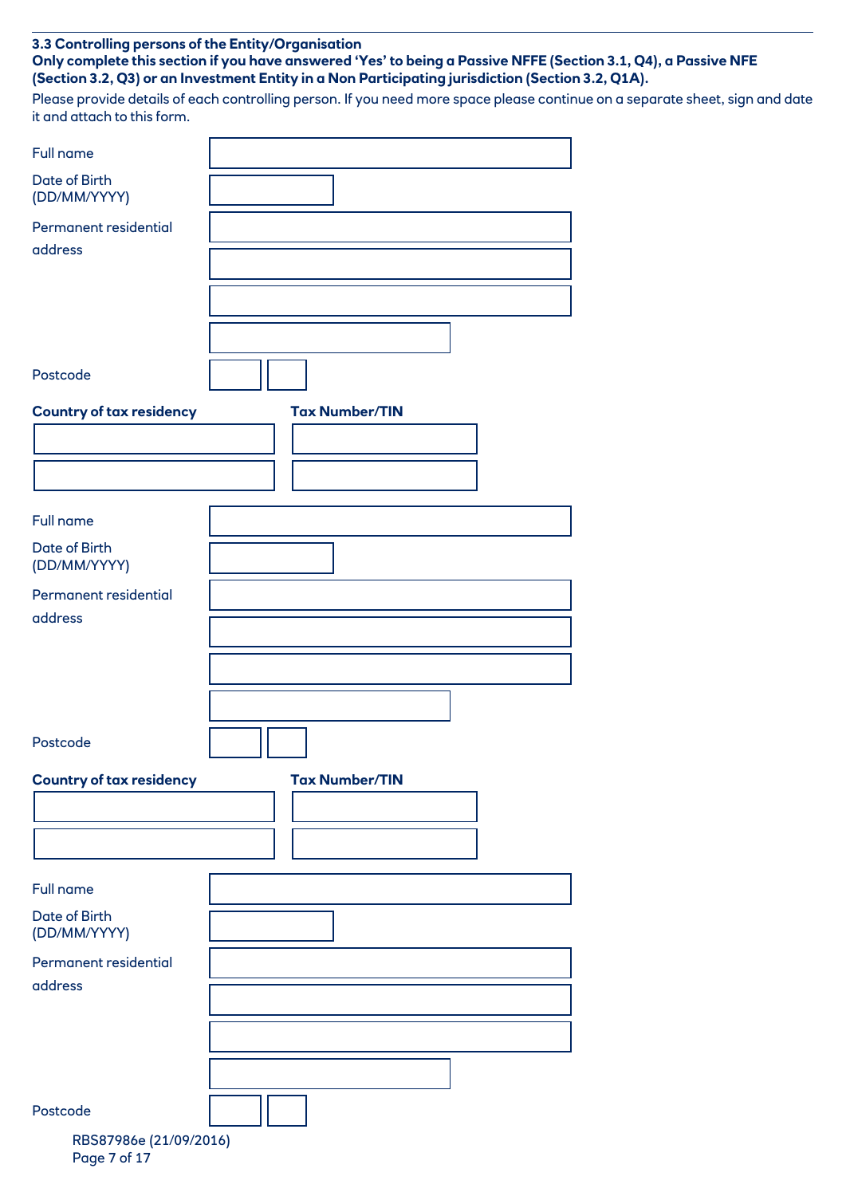### 3.3 Controlling persons of the Entity/Organisation

**Only complete this section if you have answered 'Yes' to being a Passive NFFE (Section 3.1, Q4), a Passive NFE (Section 3.2, Q3) or an Investment Entity in a Non Participating jurisdiction (Section 3.2, Q1A).**

Please provide details of each controlling person. If you need more space please continue on a separate sheet, sign and date it and attach to this form.

Full name

Date of Birth (DD/MM/YYYY)

Permanent residential address

Postcode

| **Country of tax residency** | **Tax Number/TIN** |
| --- | --- |
| | |
| | |

Full name

Date of Birth (DD/MM/YYYY)

Permanent residential address

Postcode

| **Country of tax residency** | **Tax Number/TIN** |
| --- | --- |
| | |
| | |

Full name

Date of Birth (DD/MM/YYYY)

Permanent residential address

Postcode

RBS87986e (21/09/2016)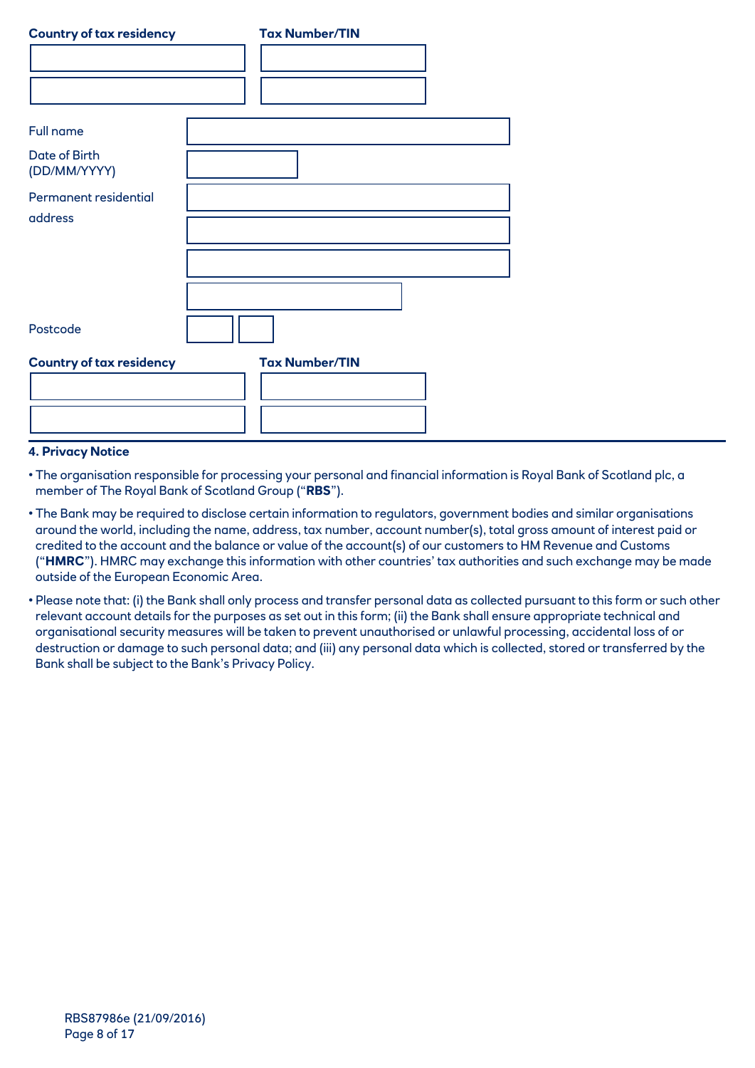| Country of tax residency | Tax Number/TIN |
| --- | --- |
| | |
| | |

| | |
| --- | --- |
| Full name | |
| Date of Birth (DD/MM/YYYY) | |
| Permanent residential address | |
| | |
| | |
| | |
| Postcode | |

| Country of tax residency | Tax Number/TIN |
| --- | --- |
| | |
| | |

**4. Privacy Notice**

- The organisation responsible for processing your personal and financial information is Royal Bank of Scotland plc, a member of The Royal Bank of Scotland Group ("**RBS**").
- The Bank may be required to disclose certain information to regulators, government bodies and similar organisations around the world, including the name, address, tax number, account number(s), total gross amount of interest paid or credited to the account and the balance or value of the account(s) of our customers to HM Revenue and Customs ("**HMRC**"). HMRC may exchange this information with other countries' tax authorities and such exchange may be made outside of the European Economic Area.
- Please note that: (i) the Bank shall only process and transfer personal data as collected pursuant to this form or such other relevant account details for the purposes as set out in this form; (ii) the Bank shall ensure appropriate technical and organisational security measures will be taken to prevent unauthorised or unlawful processing, accidental loss of or destruction or damage to such personal data; and (iii) any personal data which is collected, stored or transferred by the Bank shall be subject to the Bank's Privacy Policy.

RBS87986e (21/09/2016)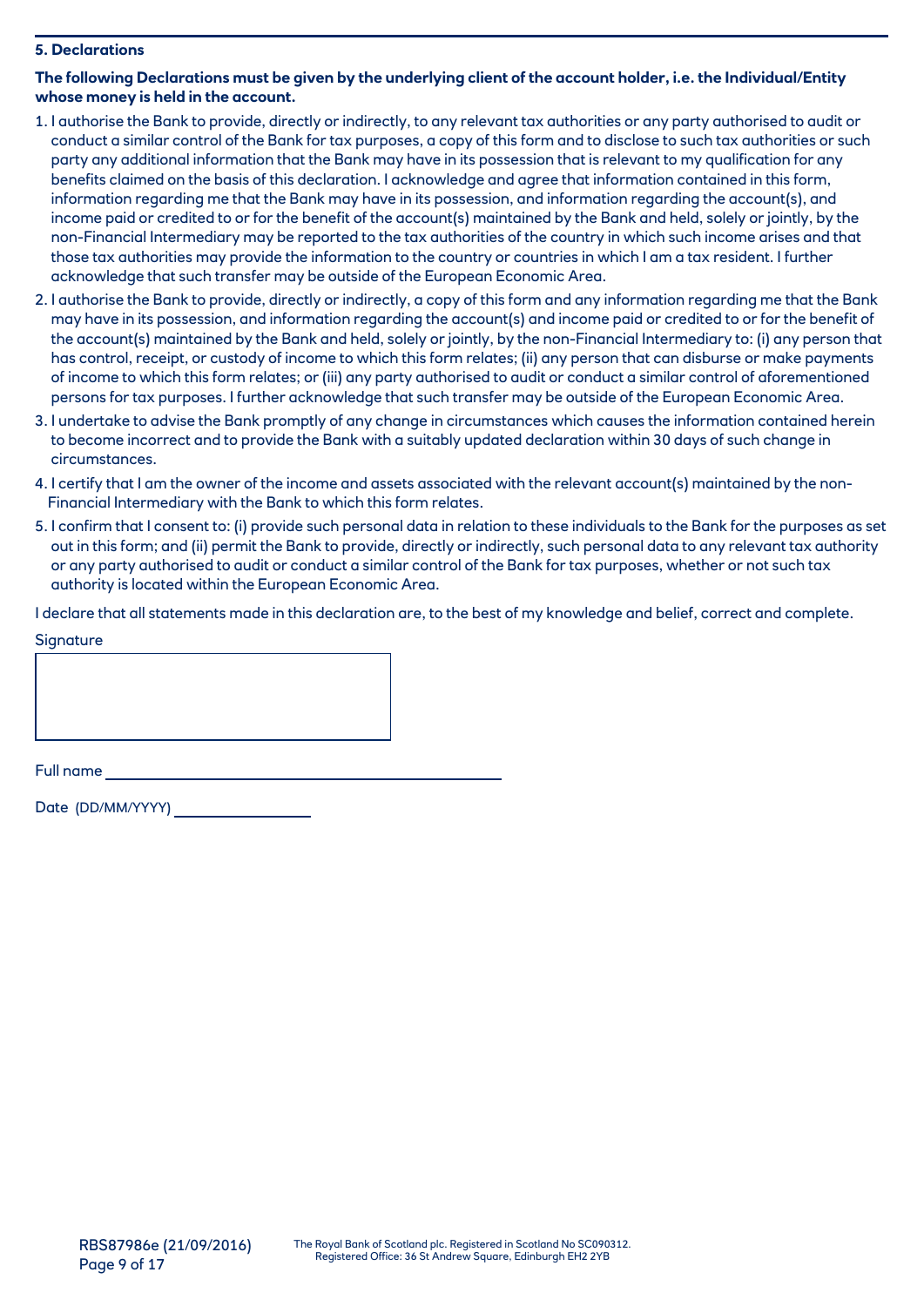## 5. Declarations

**The following Declarations must be given by the underlying client of the account holder, i.e. the Individual/Entity whose money is held in the account.**

1. I authorise the Bank to provide, directly or indirectly, to any relevant tax authorities or any party authorised to audit or conduct a similar control of the Bank for tax purposes, a copy of this form and to disclose to such tax authorities or such party any additional information that the Bank may have in its possession that is relevant to my qualification for any benefits claimed on the basis of this declaration. I acknowledge and agree that information contained in this form, information regarding me that the Bank may have in its possession, and information regarding the account(s), and income paid or credited to or for the benefit of the account(s) maintained by the Bank and held, solely or jointly, by the non-Financial Intermediary may be reported to the tax authorities of the country in which such income arises and that those tax authorities may provide the information to the country or countries in which I am a tax resident. I further acknowledge that such transfer may be outside of the European Economic Area.
2. I authorise the Bank to provide, directly or indirectly, a copy of this form and any information regarding me that the Bank may have in its possession, and information regarding the account(s) and income paid or credited to or for the benefit of the account(s) maintained by the Bank and held, solely or jointly, by the non-Financial Intermediary to: (i) any person that has control, receipt, or custody of income to which this form relates; (ii) any person that can disburse or make payments of income to which this form relates; or (iii) any party authorised to audit or conduct a similar control of aforementioned persons for tax purposes. I further acknowledge that such transfer may be outside of the European Economic Area.
3. I undertake to advise the Bank promptly of any change in circumstances which causes the information contained herein to become incorrect and to provide the Bank with a suitably updated declaration within 30 days of such change in circumstances.
4. I certify that I am the owner of the income and assets associated with the relevant account(s) maintained by the non-Financial Intermediary with the Bank to which this form relates.
5. I confirm that I consent to: (i) provide such personal data in relation to these individuals to the Bank for the purposes as set out in this form; and (ii) permit the Bank to provide, directly or indirectly, such personal data to any relevant tax authority or any party authorised to audit or conduct a similar control of the Bank for tax purposes, whether or not such tax authority is located within the European Economic Area.

I declare that all statements made in this declaration are, to the best of my knowledge and belief, correct and complete.

Signature

Full name ______________________________

Date (DD/MM/YYYY) ______________

RBS87986e (21/09/2016)

The Royal Bank of Scotland plc. Registered in Scotland No SC090312. Registered Office: 36 St Andrew Square, Edinburgh EH2 2YB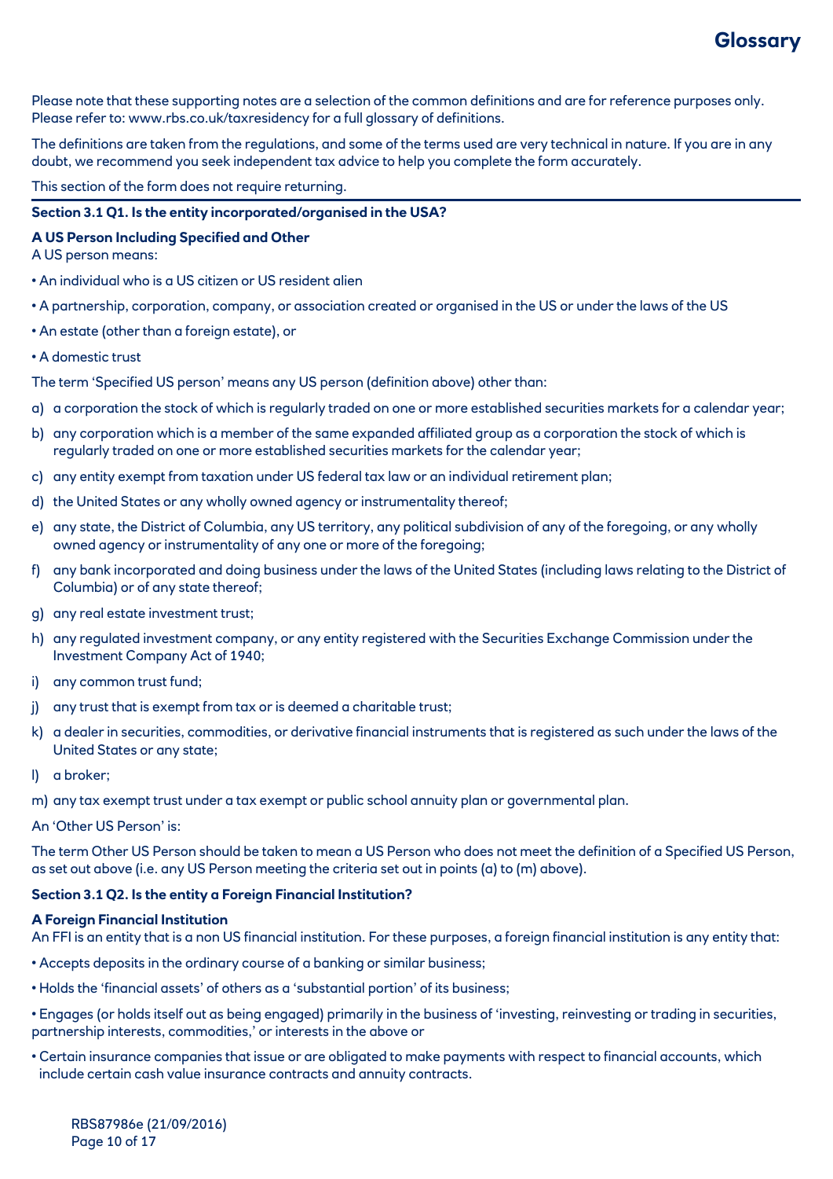# Glossary

Please note that these supporting notes are a selection of the common definitions and are for reference purposes only. Please refer to: www.rbs.co.uk/taxresidency for a full glossary of definitions.

The definitions are taken from the regulations, and some of the terms used are very technical in nature. If you are in any doubt, we recommend you seek independent tax advice to help you complete the form accurately.

This section of the form does not require returning.

---

**Section 3.1 Q1. Is the entity incorporated/organised in the USA?**

**A US Person Including Specified and Other**

A US person means:

- An individual who is a US citizen or US resident alien
- A partnership, corporation, company, or association created or organised in the US or under the laws of the US
- An estate (other than a foreign estate), or
- A domestic trust

The term 'Specified US person' means any US person (definition above) other than:

a) a corporation the stock of which is regularly traded on one or more established securities markets for a calendar year;

b) any corporation which is a member of the same expanded affiliated group as a corporation the stock of which is regularly traded on one or more established securities markets for the calendar year;

c) any entity exempt from taxation under US federal tax law or an individual retirement plan;

d) the United States or any wholly owned agency or instrumentality thereof;

e) any state, the District of Columbia, any US territory, any political subdivision of any of the foregoing, or any wholly owned agency or instrumentality of any one or more of the foregoing;

f) any bank incorporated and doing business under the laws of the United States (including laws relating to the District of Columbia) or of any state thereof;

g) any real estate investment trust;

h) any regulated investment company, or any entity registered with the Securities Exchange Commission under the Investment Company Act of 1940;

i) any common trust fund;

j) any trust that is exempt from tax or is deemed a charitable trust;

k) a dealer in securities, commodities, or derivative financial instruments that is registered as such under the laws of the United States or any state;

l) a broker;

m) any tax exempt trust under a tax exempt or public school annuity plan or governmental plan.

An 'Other US Person' is:

The term Other US Person should be taken to mean a US Person who does not meet the definition of a Specified US Person, as set out above (i.e. any US Person meeting the criteria set out in points (a) to (m) above).

**Section 3.1 Q2. Is the entity a Foreign Financial Institution?**

**A Foreign Financial Institution**

An FFI is an entity that is a non US financial institution. For these purposes, a foreign financial institution is any entity that:

- Accepts deposits in the ordinary course of a banking or similar business;
- Holds the 'financial assets' of others as a 'substantial portion' of its business;
- Engages (or holds itself out as being engaged) primarily in the business of 'investing, reinvesting or trading in securities, partnership interests, commodities,' or interests in the above or
- Certain insurance companies that issue or are obligated to make payments with respect to financial accounts, which include certain cash value insurance contracts and annuity contracts.

RBS87986e (21/09/2016)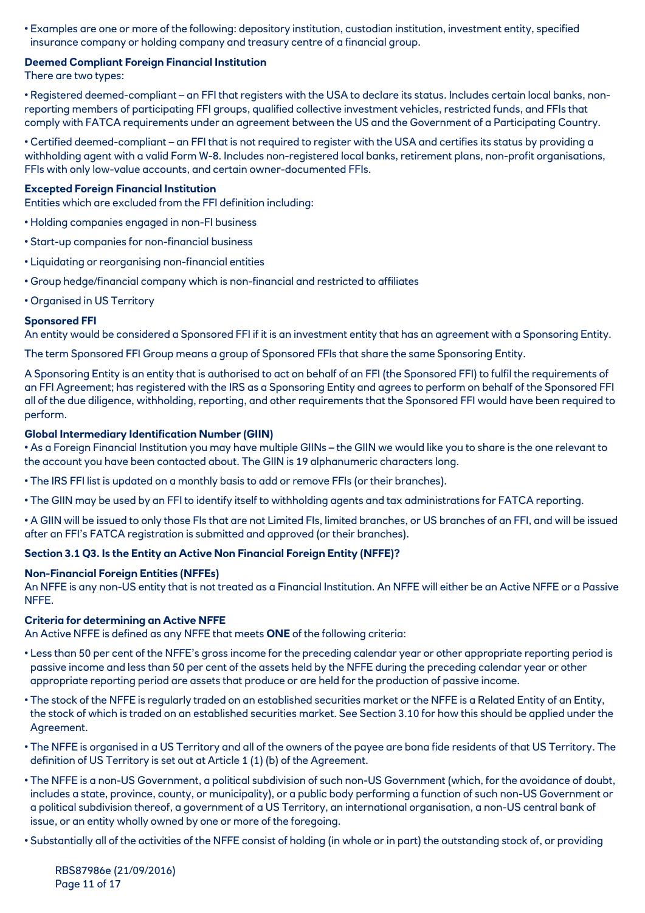- Examples are one or more of the following: depository institution, custodian institution, investment entity, specified insurance company or holding company and treasury centre of a financial group.

**Deemed Compliant Foreign Financial Institution**
There are two types:

- Registered deemed-compliant – an FFI that registers with the USA to declare its status. Includes certain local banks, non-reporting members of participating FFI groups, qualified collective investment vehicles, restricted funds, and FFIs that comply with FATCA requirements under an agreement between the US and the Government of a Participating Country.

- Certified deemed-compliant – an FFI that is not required to register with the USA and certifies its status by providing a withholding agent with a valid Form W-8. Includes non-registered local banks, retirement plans, non-profit organisations, FFIs with only low-value accounts, and certain owner-documented FFIs.

**Excepted Foreign Financial Institution**
Entities which are excluded from the FFI definition including:

- Holding companies engaged in non-FI business
- Start-up companies for non-financial business
- Liquidating or reorganising non-financial entities
- Group hedge/financial company which is non-financial and restricted to affiliates
- Organised in US Territory

**Sponsored FFI**
An entity would be considered a Sponsored FFI if it is an investment entity that has an agreement with a Sponsoring Entity.

The term Sponsored FFI Group means a group of Sponsored FFIs that share the same Sponsoring Entity.

A Sponsoring Entity is an entity that is authorised to act on behalf of an FFI (the Sponsored FFI) to fulfil the requirements of an FFI Agreement; has registered with the IRS as a Sponsoring Entity and agrees to perform on behalf of the Sponsored FFI all of the due diligence, withholding, reporting, and other requirements that the Sponsored FFI would have been required to perform.

**Global Intermediary Identification Number (GIIN)**

- As a Foreign Financial Institution you may have multiple GIINs – the GIIN we would like you to share is the one relevant to the account you have been contacted about. The GIIN is 19 alphanumeric characters long.

- The IRS FFI list is updated on a monthly basis to add or remove FFIs (or their branches).

- The GIIN may be used by an FFI to identify itself to withholding agents and tax administrations for FATCA reporting.

- A GIIN will be issued to only those FIs that are not Limited FIs, limited branches, or US branches of an FFI, and will be issued after an FFI's FATCA registration is submitted and approved (or their branches).

**Section 3.1 Q3. Is the Entity an Active Non Financial Foreign Entity (NFFE)?**

**Non-Financial Foreign Entities (NFFEs)**
An NFFE is any non-US entity that is not treated as a Financial Institution. An NFFE will either be an Active NFFE or a Passive NFFE.

**Criteria for determining an Active NFFE**
An Active NFFE is defined as any NFFE that meets **ONE** of the following criteria:

- Less than 50 per cent of the NFFE's gross income for the preceding calendar year or other appropriate reporting period is passive income and less than 50 per cent of the assets held by the NFFE during the preceding calendar year or other appropriate reporting period are assets that produce or are held for the production of passive income.

- The stock of the NFFE is regularly traded on an established securities market or the NFFE is a Related Entity of an Entity, the stock of which is traded on an established securities market. See Section 3.10 for how this should be applied under the Agreement.

- The NFFE is organised in a US Territory and all of the owners of the payee are bona fide residents of that US Territory. The definition of US Territory is set out at Article 1 (1) (b) of the Agreement.

- The NFFE is a non-US Government, a political subdivision of such non-US Government (which, for the avoidance of doubt, includes a state, province, county, or municipality), or a public body performing a function of such non-US Government or a political subdivision thereof, a government of a US Territory, an international organisation, a non-US central bank of issue, or an entity wholly owned by one or more of the foregoing.

- Substantially all of the activities of the NFFE consist of holding (in whole or in part) the outstanding stock of, or providing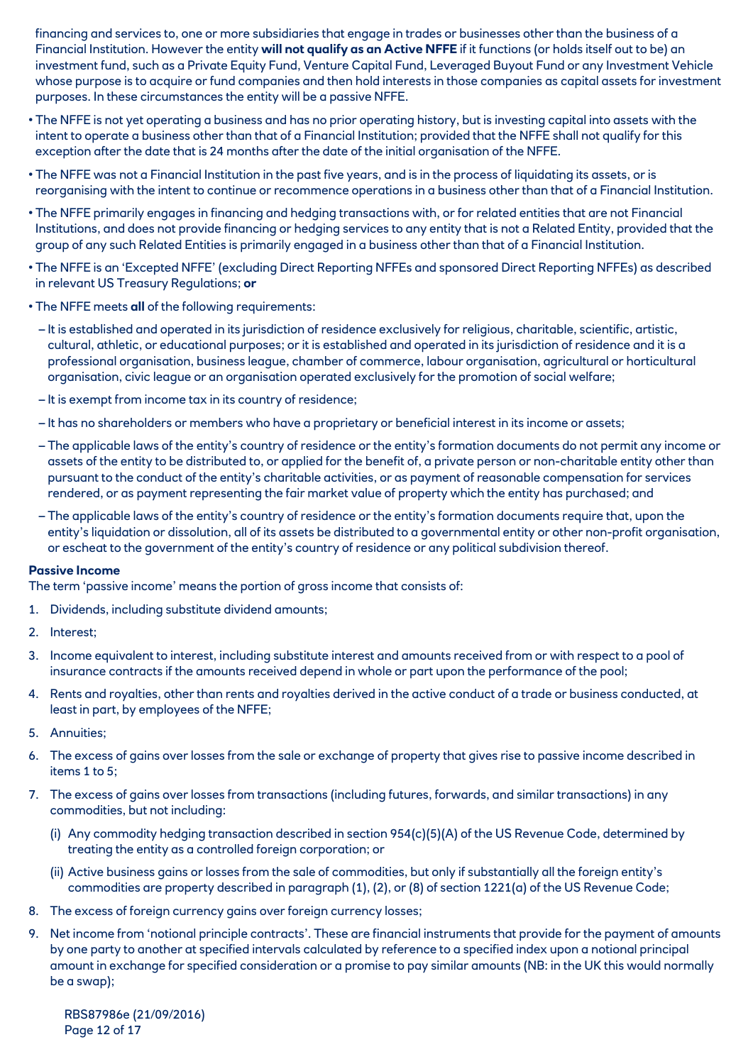financing and services to, one or more subsidiaries that engage in trades or businesses other than the business of a Financial Institution. However the entity **will not qualify as an Active NFFE** if it functions (or holds itself out to be) an investment fund, such as a Private Equity Fund, Venture Capital Fund, Leveraged Buyout Fund or any Investment Vehicle whose purpose is to acquire or fund companies and then hold interests in those companies as capital assets for investment purposes. In these circumstances the entity will be a passive NFFE.

- The NFFE is not yet operating a business and has no prior operating history, but is investing capital into assets with the intent to operate a business other than that of a Financial Institution; provided that the NFFE shall not qualify for this exception after the date that is 24 months after the date of the initial organisation of the NFFE.
- The NFFE was not a Financial Institution in the past five years, and is in the process of liquidating its assets, or is reorganising with the intent to continue or recommence operations in a business other than that of a Financial Institution.
- The NFFE primarily engages in financing and hedging transactions with, or for related entities that are not Financial Institutions, and does not provide financing or hedging services to any entity that is not a Related Entity, provided that the group of any such Related Entities is primarily engaged in a business other than that of a Financial Institution.
- The NFFE is an 'Excepted NFFE' (excluding Direct Reporting NFFEs and sponsored Direct Reporting NFFEs) as described in relevant US Treasury Regulations; **or**
- The NFFE meets **all** of the following requirements:
  - It is established and operated in its jurisdiction of residence exclusively for religious, charitable, scientific, artistic, cultural, athletic, or educational purposes; or it is established and operated in its jurisdiction of residence and it is a professional organisation, business league, chamber of commerce, labour organisation, agricultural or horticultural organisation, civic league or an organisation operated exclusively for the promotion of social welfare;
  - It is exempt from income tax in its country of residence;
  - It has no shareholders or members who have a proprietary or beneficial interest in its income or assets;
  - The applicable laws of the entity's country of residence or the entity's formation documents do not permit any income or assets of the entity to be distributed to, or applied for the benefit of, a private person or non-charitable entity other than pursuant to the conduct of the entity's charitable activities, or as payment of reasonable compensation for services rendered, or as payment representing the fair market value of property which the entity has purchased; and
  - The applicable laws of the entity's country of residence or the entity's formation documents require that, upon the entity's liquidation or dissolution, all of its assets be distributed to a governmental entity or other non-profit organisation, or escheat to the government of the entity's country of residence or any political subdivision thereof.

**Passive Income**

The term 'passive income' means the portion of gross income that consists of:

1. Dividends, including substitute dividend amounts;
2. Interest;
3. Income equivalent to interest, including substitute interest and amounts received from or with respect to a pool of insurance contracts if the amounts received depend in whole or part upon the performance of the pool;
4. Rents and royalties, other than rents and royalties derived in the active conduct of a trade or business conducted, at least in part, by employees of the NFFE;
5. Annuities;
6. The excess of gains over losses from the sale or exchange of property that gives rise to passive income described in items 1 to 5;
7. The excess of gains over losses from transactions (including futures, forwards, and similar transactions) in any commodities, but not including:
   (i) Any commodity hedging transaction described in section 954(c)(5)(A) of the US Revenue Code, determined by treating the entity as a controlled foreign corporation; or
   (ii) Active business gains or losses from the sale of commodities, but only if substantially all the foreign entity's commodities are property described in paragraph (1), (2), or (8) of section 1221(a) of the US Revenue Code;
8. The excess of foreign currency gains over foreign currency losses;
9. Net income from 'notional principle contracts'. These are financial instruments that provide for the payment of amounts by one party to another at specified intervals calculated by reference to a specified index upon a notional principal amount in exchange for specified consideration or a promise to pay similar amounts (NB: in the UK this would normally be a swap);

RBS87986e (21/09/2016)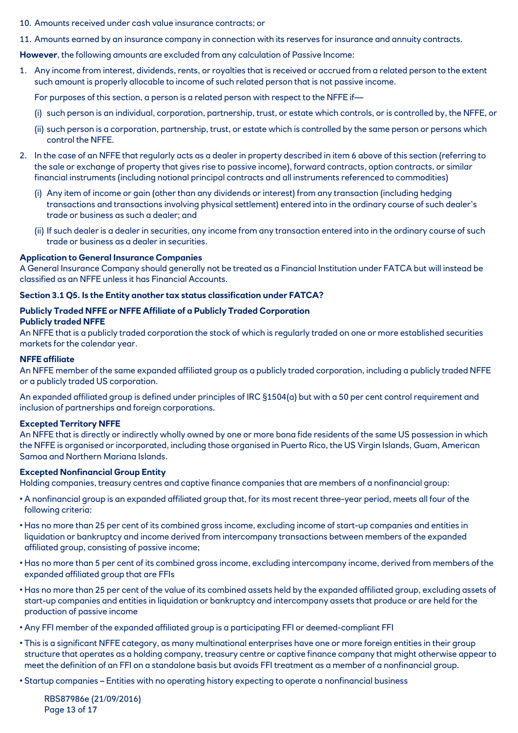10. Amounts received under cash value insurance contracts; or
11. Amounts earned by an insurance company in connection with its reserves for insurance and annuity contracts.

**However**, the following amounts are excluded from any calculation of Passive Income:

1. Any income from interest, dividends, rents, or royalties that is received or accrued from a related person to the extent such amount is properly allocable to income of such related person that is not passive income.

   For purposes of this section, a person is a related person with respect to the NFFE if—

   (i) such person is an individual, corporation, partnership, trust, or estate which controls, or is controlled by, the NFFE, or

   (ii) such person is a corporation, partnership, trust, or estate which is controlled by the same person or persons which control the NFFE.

2. In the case of an NFFE that regularly acts as a dealer in property described in item 6 above of this section (referring to the sale or exchange of property that gives rise to passive income), forward contracts, option contracts, or similar financial instruments (including notional principal contracts and all instruments referenced to commodities)

   (i) Any item of income or gain (other than any dividends or interest) from any transaction (including hedging transactions and transactions involving physical settlement) entered into in the ordinary course of such dealer's trade or business as such a dealer; and

   (ii) If such dealer is a dealer in securities, any income from any transaction entered into in the ordinary course of such trade or business as a dealer in securities.

**Application to General Insurance Companies**
A General Insurance Company should generally not be treated as a Financial Institution under FATCA but will instead be classified as an NFFE unless it has Financial Accounts.

**Section 3.1 Q5. Is the Entity another tax status classification under FATCA?**

**Publicly Traded NFFE or NFFE Affiliate of a Publicly Traded Corporation**
**Publicly traded NFFE**
An NFFE that is a publicly traded corporation the stock of which is regularly traded on one or more established securities markets for the calendar year.

**NFFE affiliate**
An NFFE member of the same expanded affiliated group as a publicly traded corporation, including a publicly traded NFFE or a publicly traded US corporation.

An expanded affiliated group is defined under principles of IRC §1504(a) but with a 50 per cent control requirement and inclusion of partnerships and foreign corporations.

**Excepted Territory NFFE**
An NFFE that is directly or indirectly wholly owned by one or more bona fide residents of the same US possession in which the NFFE is organised or incorporated, including those organised in Puerto Rico, the US Virgin Islands, Guam, American Samoa and Northern Mariana Islands.

**Excepted Nonfinancial Group Entity**
Holding companies, treasury centres and captive finance companies that are members of a nonfinancial group:

- A nonfinancial group is an expanded affiliated group that, for its most recent three-year period, meets all four of the following criteria:
- Has no more than 25 per cent of its combined gross income, excluding income of start-up companies and entities in liquidation or bankruptcy and income derived from intercompany transactions between members of the expanded affiliated group, consisting of passive income;
- Has no more than 5 per cent of its combined gross income, excluding intercompany income, derived from members of the expanded affiliated group that are FFIs
- Has no more than 25 per cent of the value of its combined assets held by the expanded affiliated group, excluding assets of start-up companies and entities in liquidation or bankruptcy and intercompany assets that produce or are held for the production of passive income
- Any FFI member of the expanded affiliated group is a participating FFI or deemed-compliant FFI
- This is a significant NFFE category, as many multinational enterprises have one or more foreign entities in their group structure that operates as a holding company, treasury centre or captive finance company that might otherwise appear to meet the definition of an FFI on a standalone basis but avoids FFI treatment as a member of a nonfinancial group.
- Startup companies – Entities with no operating history expecting to operate a nonfinancial business

RBS87986e (21/09/2016)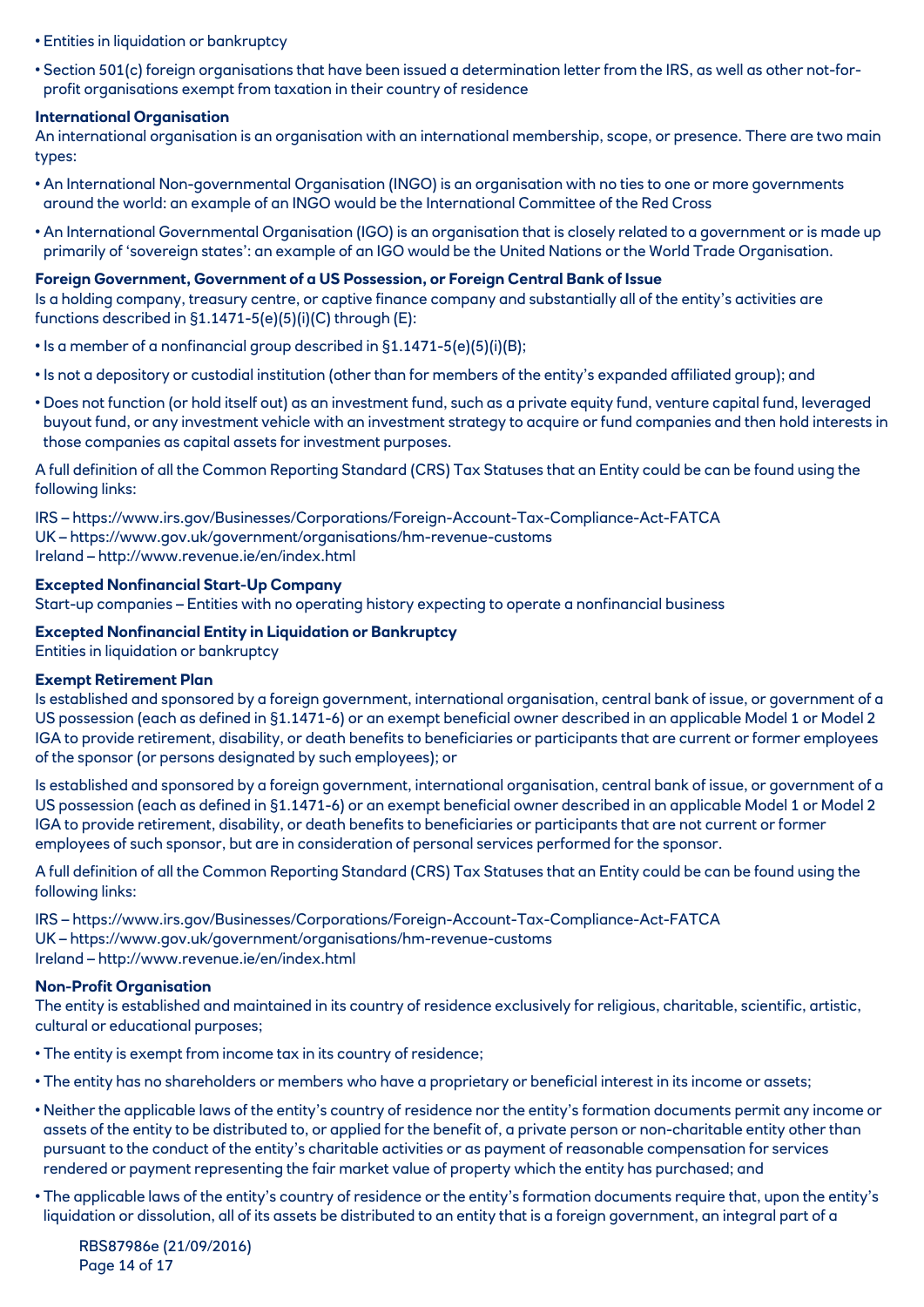- Entities in liquidation or bankruptcy
- Section 501(c) foreign organisations that have been issued a determination letter from the IRS, as well as other not-for-profit organisations exempt from taxation in their country of residence

**International Organisation**
An international organisation is an organisation with an international membership, scope, or presence. There are two main types:

- An International Non-governmental Organisation (INGO) is an organisation with no ties to one or more governments around the world: an example of an INGO would be the International Committee of the Red Cross
- An International Governmental Organisation (IGO) is an organisation that is closely related to a government or is made up primarily of 'sovereign states': an example of an IGO would be the United Nations or the World Trade Organisation.

**Foreign Government, Government of a US Possession, or Foreign Central Bank of Issue**
Is a holding company, treasury centre, or captive finance company and substantially all of the entity's activities are functions described in §1.1471-5(e)(5)(i)(C) through (E):

- Is a member of a nonfinancial group described in §1.1471-5(e)(5)(i)(B);
- Is not a depository or custodial institution (other than for members of the entity's expanded affiliated group); and
- Does not function (or hold itself out) as an investment fund, such as a private equity fund, venture capital fund, leveraged buyout fund, or any investment vehicle with an investment strategy to acquire or fund companies and then hold interests in those companies as capital assets for investment purposes.

A full definition of all the Common Reporting Standard (CRS) Tax Statuses that an Entity could be can be found using the following links:

IRS – https://www.irs.gov/Businesses/Corporations/Foreign-Account-Tax-Compliance-Act-FATCA
UK – https://www.gov.uk/government/organisations/hm-revenue-customs
Ireland – http://www.revenue.ie/en/index.html

**Excepted Nonfinancial Start-Up Company**
Start-up companies – Entities with no operating history expecting to operate a nonfinancial business

**Excepted Nonfinancial Entity in Liquidation or Bankruptcy**
Entities in liquidation or bankruptcy

**Exempt Retirement Plan**
Is established and sponsored by a foreign government, international organisation, central bank of issue, or government of a US possession (each as defined in §1.1471-6) or an exempt beneficial owner described in an applicable Model 1 or Model 2 IGA to provide retirement, disability, or death benefits to beneficiaries or participants that are current or former employees of the sponsor (or persons designated by such employees); or

Is established and sponsored by a foreign government, international organisation, central bank of issue, or government of a US possession (each as defined in §1.1471-6) or an exempt beneficial owner described in an applicable Model 1 or Model 2 IGA to provide retirement, disability, or death benefits to beneficiaries or participants that are not current or former employees of such sponsor, but are in consideration of personal services performed for the sponsor.

A full definition of all the Common Reporting Standard (CRS) Tax Statuses that an Entity could be can be found using the following links:

IRS – https://www.irs.gov/Businesses/Corporations/Foreign-Account-Tax-Compliance-Act-FATCA
UK – https://www.gov.uk/government/organisations/hm-revenue-customs
Ireland – http://www.revenue.ie/en/index.html

**Non-Profit Organisation**
The entity is established and maintained in its country of residence exclusively for religious, charitable, scientific, artistic, cultural or educational purposes;

- The entity is exempt from income tax in its country of residence;
- The entity has no shareholders or members who have a proprietary or beneficial interest in its income or assets;
- Neither the applicable laws of the entity's country of residence nor the entity's formation documents permit any income or assets of the entity to be distributed to, or applied for the benefit of, a private person or non-charitable entity other than pursuant to the conduct of the entity's charitable activities or as payment of reasonable compensation for services rendered or payment representing the fair market value of property which the entity has purchased; and
- The applicable laws of the entity's country of residence or the entity's formation documents require that, upon the entity's liquidation or dissolution, all of its assets be distributed to an entity that is a foreign government, an integral part of a

RBS87986e (21/09/2016)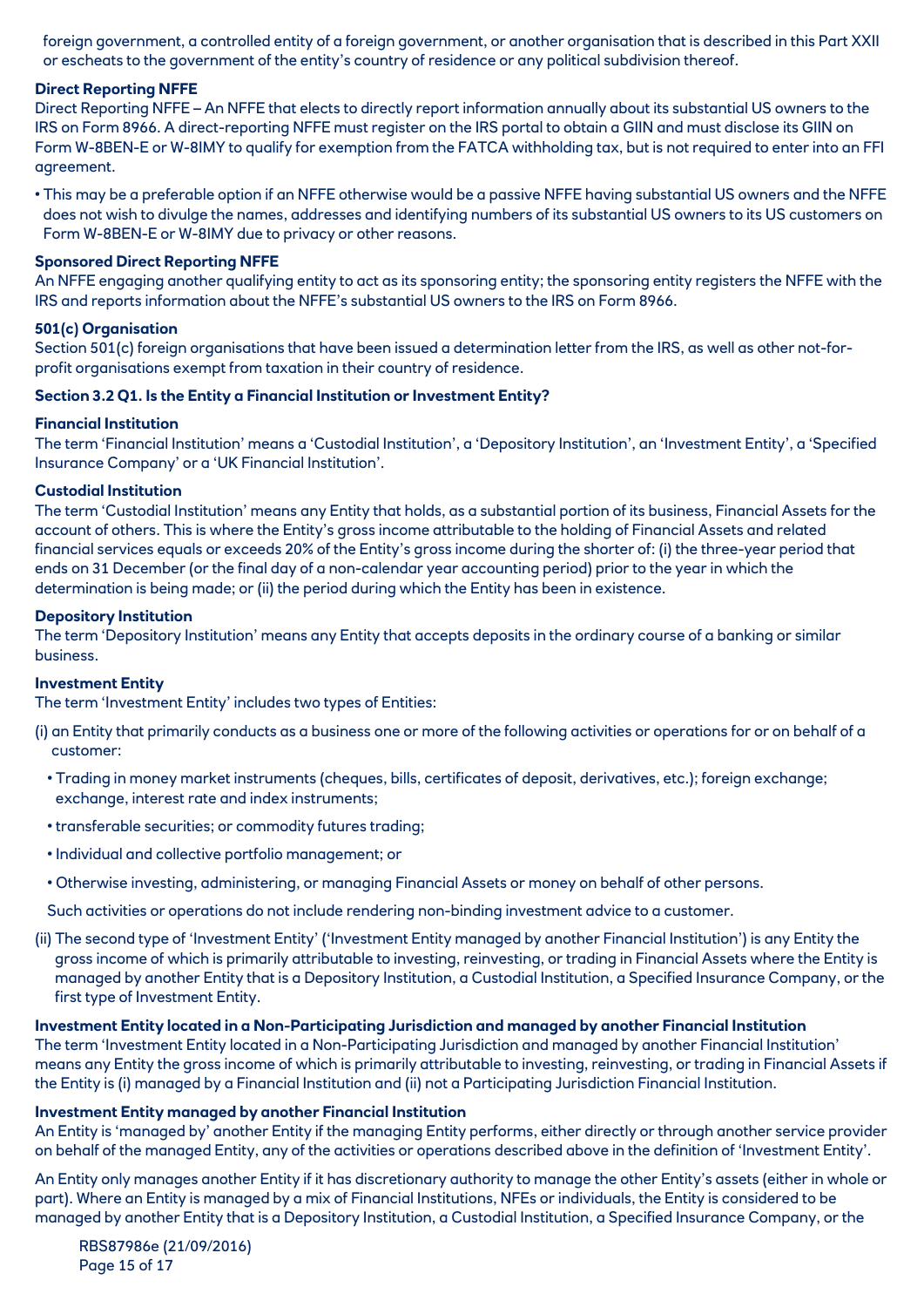foreign government, a controlled entity of a foreign government, or another organisation that is described in this Part XXII or escheats to the government of the entity's country of residence or any political subdivision thereof.

**Direct Reporting NFFE**

Direct Reporting NFFE – An NFFE that elects to directly report information annually about its substantial US owners to the IRS on Form 8966. A direct-reporting NFFE must register on the IRS portal to obtain a GIIN and must disclose its GIIN on Form W-8BEN-E or W-8IMY to qualify for exemption from the FATCA withholding tax, but is not required to enter into an FFI agreement.

- This may be a preferable option if an NFFE otherwise would be a passive NFFE having substantial US owners and the NFFE does not wish to divulge the names, addresses and identifying numbers of its substantial US owners to its US customers on Form W-8BEN-E or W-8IMY due to privacy or other reasons.

**Sponsored Direct Reporting NFFE**

An NFFE engaging another qualifying entity to act as its sponsoring entity; the sponsoring entity registers the NFFE with the IRS and reports information about the NFFE's substantial US owners to the IRS on Form 8966.

**501(c) Organisation**

Section 501(c) foreign organisations that have been issued a determination letter from the IRS, as well as other not-for-profit organisations exempt from taxation in their country of residence.

**Section 3.2 Q1. Is the Entity a Financial Institution or Investment Entity?**

**Financial Institution**

The term 'Financial Institution' means a 'Custodial Institution', a 'Depository Institution', an 'Investment Entity', a 'Specified Insurance Company' or a 'UK Financial Institution'.

**Custodial Institution**

The term 'Custodial Institution' means any Entity that holds, as a substantial portion of its business, Financial Assets for the account of others. This is where the Entity's gross income attributable to the holding of Financial Assets and related financial services equals or exceeds 20% of the Entity's gross income during the shorter of: (i) the three-year period that ends on 31 December (or the final day of a non-calendar year accounting period) prior to the year in which the determination is being made; or (ii) the period during which the Entity has been in existence.

**Depository Institution**

The term 'Depository Institution' means any Entity that accepts deposits in the ordinary course of a banking or similar business.

**Investment Entity**

The term 'Investment Entity' includes two types of Entities:

(i) an Entity that primarily conducts as a business one or more of the following activities or operations for or on behalf of a customer:

- Trading in money market instruments (cheques, bills, certificates of deposit, derivatives, etc.); foreign exchange; exchange, interest rate and index instruments;
- transferable securities; or commodity futures trading;
- Individual and collective portfolio management; or
- Otherwise investing, administering, or managing Financial Assets or money on behalf of other persons.

Such activities or operations do not include rendering non-binding investment advice to a customer.

(ii) The second type of 'Investment Entity' ('Investment Entity managed by another Financial Institution') is any Entity the gross income of which is primarily attributable to investing, reinvesting, or trading in Financial Assets where the Entity is managed by another Entity that is a Depository Institution, a Custodial Institution, a Specified Insurance Company, or the first type of Investment Entity.

**Investment Entity located in a Non-Participating Jurisdiction and managed by another Financial Institution**

The term 'Investment Entity located in a Non-Participating Jurisdiction and managed by another Financial Institution' means any Entity the gross income of which is primarily attributable to investing, reinvesting, or trading in Financial Assets if the Entity is (i) managed by a Financial Institution and (ii) not a Participating Jurisdiction Financial Institution.

**Investment Entity managed by another Financial Institution**

An Entity is 'managed by' another Entity if the managing Entity performs, either directly or through another service provider on behalf of the managed Entity, any of the activities or operations described above in the definition of 'Investment Entity'.

An Entity only manages another Entity if it has discretionary authority to manage the other Entity's assets (either in whole or part). Where an Entity is managed by a mix of Financial Institutions, NFEs or individuals, the Entity is considered to be managed by another Entity that is a Depository Institution, a Custodial Institution, a Specified Insurance Company, or the

RBS87986e (21/09/2016)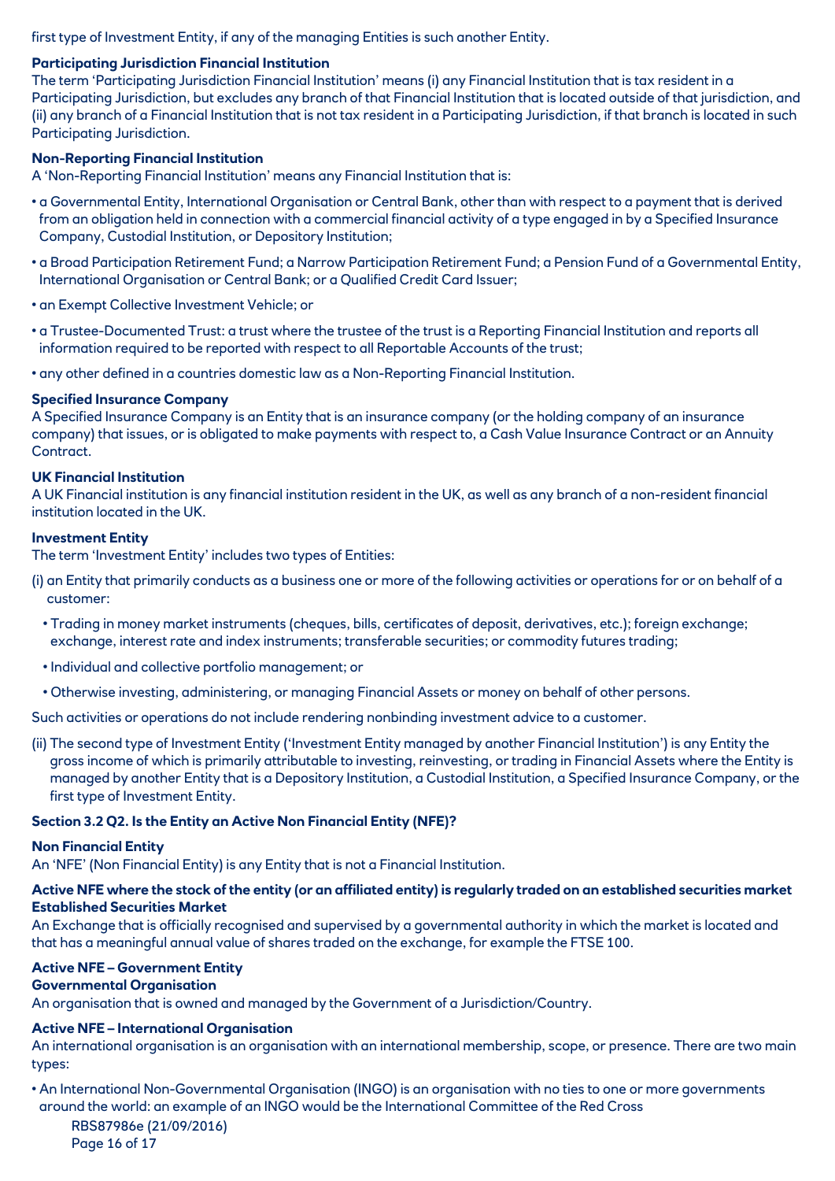first type of Investment Entity, if any of the managing Entities is such another Entity.

**Participating Jurisdiction Financial Institution**

The term 'Participating Jurisdiction Financial Institution' means (i) any Financial Institution that is tax resident in a Participating Jurisdiction, but excludes any branch of that Financial Institution that is located outside of that jurisdiction, and (ii) any branch of a Financial Institution that is not tax resident in a Participating Jurisdiction, if that branch is located in such Participating Jurisdiction.

**Non-Reporting Financial Institution**

A 'Non-Reporting Financial Institution' means any Financial Institution that is:

- a Governmental Entity, International Organisation or Central Bank, other than with respect to a payment that is derived from an obligation held in connection with a commercial financial activity of a type engaged in by a Specified Insurance Company, Custodial Institution, or Depository Institution;
- a Broad Participation Retirement Fund; a Narrow Participation Retirement Fund; a Pension Fund of a Governmental Entity, International Organisation or Central Bank; or a Qualified Credit Card Issuer;
- an Exempt Collective Investment Vehicle; or
- a Trustee-Documented Trust: a trust where the trustee of the trust is a Reporting Financial Institution and reports all information required to be reported with respect to all Reportable Accounts of the trust;
- any other defined in a countries domestic law as a Non-Reporting Financial Institution.

**Specified Insurance Company**

A Specified Insurance Company is an Entity that is an insurance company (or the holding company of an insurance company) that issues, or is obligated to make payments with respect to, a Cash Value Insurance Contract or an Annuity Contract.

**UK Financial Institution**

A UK Financial institution is any financial institution resident in the UK, as well as any branch of a non-resident financial institution located in the UK.

**Investment Entity**

The term 'Investment Entity' includes two types of Entities:

(i) an Entity that primarily conducts as a business one or more of the following activities or operations for or on behalf of a customer:

- Trading in money market instruments (cheques, bills, certificates of deposit, derivatives, etc.); foreign exchange; exchange, interest rate and index instruments; transferable securities; or commodity futures trading;
- Individual and collective portfolio management; or
- Otherwise investing, administering, or managing Financial Assets or money on behalf of other persons.

Such activities or operations do not include rendering nonbinding investment advice to a customer.

(ii) The second type of Investment Entity ('Investment Entity managed by another Financial Institution') is any Entity the gross income of which is primarily attributable to investing, reinvesting, or trading in Financial Assets where the Entity is managed by another Entity that is a Depository Institution, a Custodial Institution, a Specified Insurance Company, or the first type of Investment Entity.

**Section 3.2 Q2. Is the Entity an Active Non Financial Entity (NFE)?**

**Non Financial Entity**

An 'NFE' (Non Financial Entity) is any Entity that is not a Financial Institution.

**Active NFE where the stock of the entity (or an affiliated entity) is regularly traded on an established securities market**
**Established Securities Market**

An Exchange that is officially recognised and supervised by a governmental authority in which the market is located and that has a meaningful annual value of shares traded on the exchange, for example the FTSE 100.

**Active NFE – Government Entity**
**Governmental Organisation**

An organisation that is owned and managed by the Government of a Jurisdiction/Country.

**Active NFE – International Organisation**

An international organisation is an organisation with an international membership, scope, or presence. There are two main types:

- An International Non-Governmental Organisation (INGO) is an organisation with no ties to one or more governments around the world: an example of an INGO would be the International Committee of the Red Cross

RBS87986e (21/09/2016)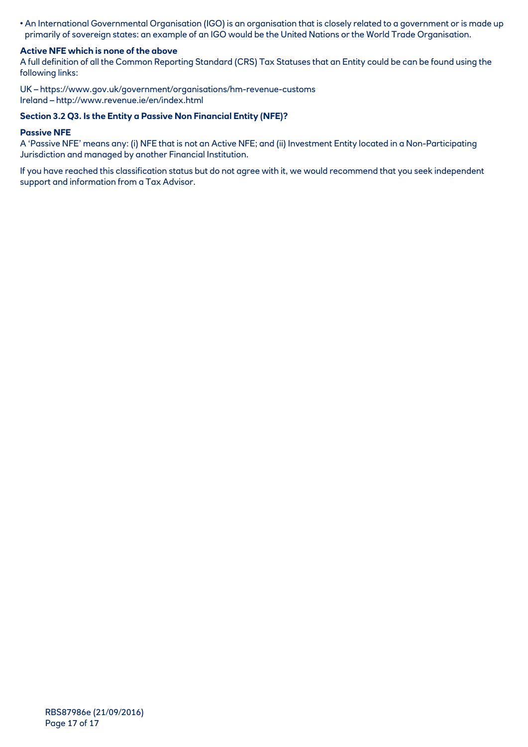- An International Governmental Organisation (IGO) is an organisation that is closely related to a government or is made up primarily of sovereign states: an example of an IGO would be the United Nations or the World Trade Organisation.

**Active NFE which is none of the above**

A full definition of all the Common Reporting Standard (CRS) Tax Statuses that an Entity could be can be found using the following links:

UK – https://www.gov.uk/government/organisations/hm-revenue-customs
Ireland – http://www.revenue.ie/en/index.html

**Section 3.2 Q3. Is the Entity a Passive Non Financial Entity (NFE)?**

**Passive NFE**

A 'Passive NFE' means any: (i) NFE that is not an Active NFE; and (ii) Investment Entity located in a Non-Participating Jurisdiction and managed by another Financial Institution.

If you have reached this classification status but do not agree with it, we would recommend that you seek independent support and information from a Tax Advisor.

RBS87986e (21/09/2016)